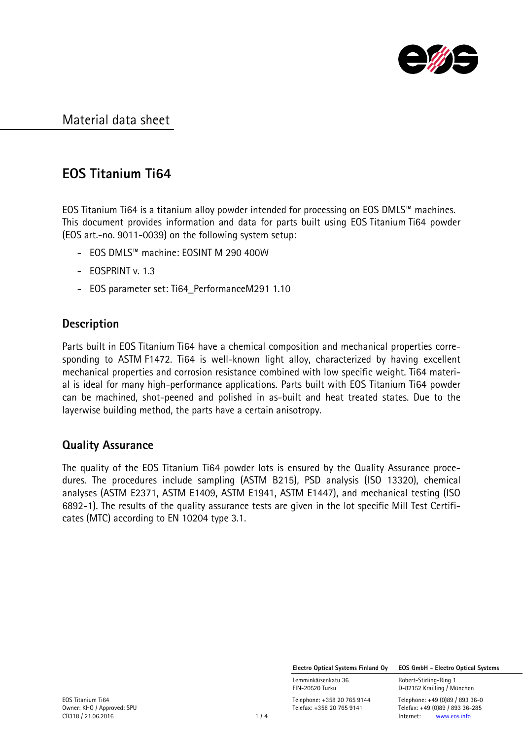# Material data sheet

## EOS Titanium Ti64

EOS Titanium Ti64 is a titanium alloy powder intended for processing on EOS DMLS™ machines. This document provides information and data for parts built using EOS Titanium Ti64 powder (EOS art.-no. 9011-0039) on the following system setup:

- EOS DMLS™ machine: EOSINT M 290 400W
- EOSPRINT v. 1.3
- EOS parameter set: Ti64_PerformanceM291 1.10

### Description

Parts built in EOS Titanium Ti64 have a chemical composition and mechanical properties corresponding to ASTM F1472. Ti64 is well-known light alloy, characterized by having excellent mechanical properties and corrosion resistance combined with low specific weight. Ti64 material is ideal for many high-performance applications. Parts built with EOS Titanium Ti64 powder can be machined, shot-peened and polished in as-built and heat treated states. Due to the layerwise building method, the parts have a certain anisotropy.

### Quality Assurance

The quality of the EOS Titanium Ti64 powder lots is ensured by the Quality Assurance procedures. The procedures include sampling (ASTM B215), PSD analysis (ISO 13320), chemical analyses (ASTM E2371, ASTM E1409, ASTM E1941, ASTM E1447), and mechanical testing (ISO 6892-1). The results of the quality assurance tests are given in the lot specific Mill Test Certificates (MTC) according to EN 10204 type 3.1.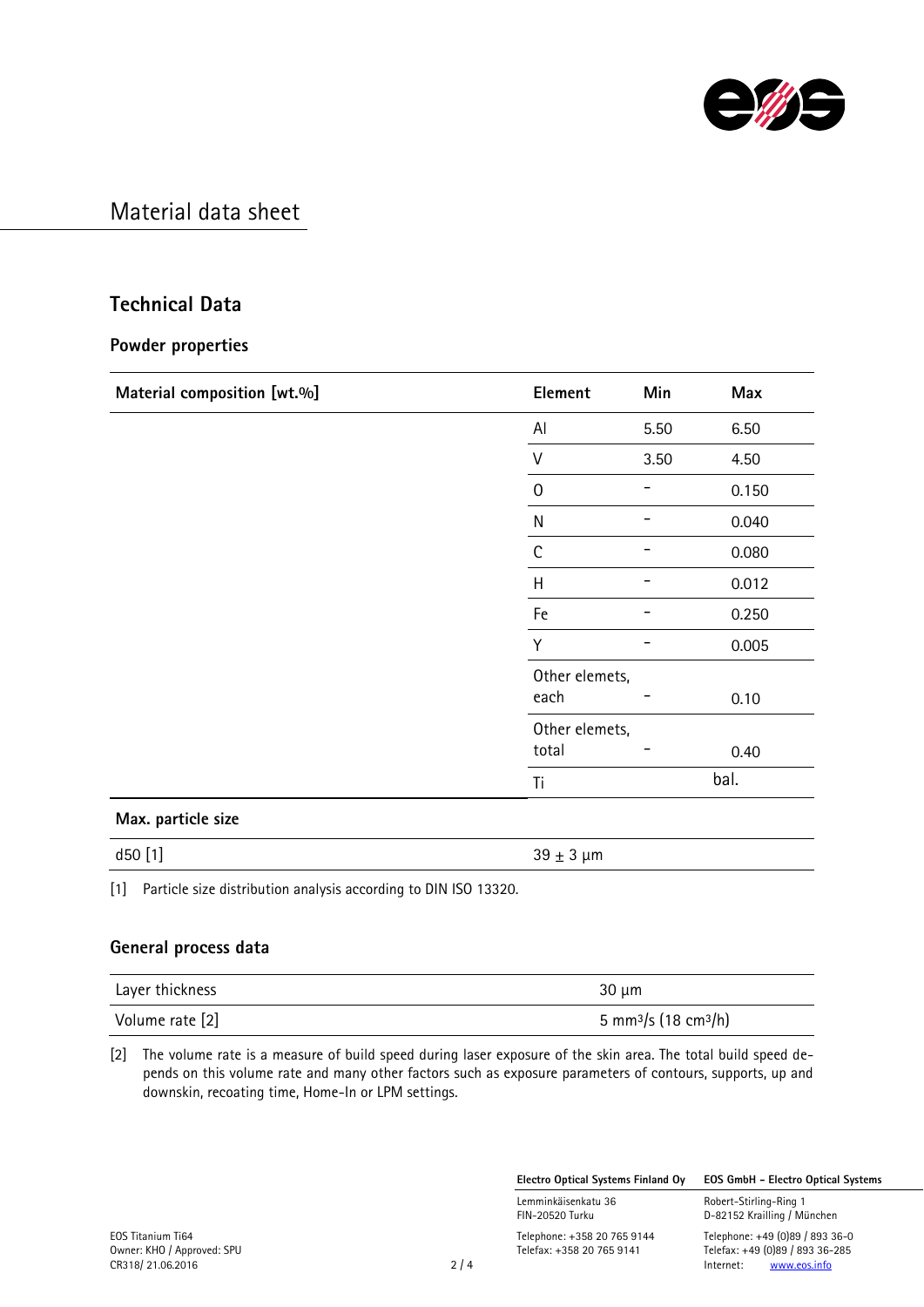# Material data sheet

## Technical Data

### Powder properties

| Material composition [wt.%] | Element | Min | Max |
|---|---|---|---|
| | Al | 5.50 | 6.50 |
| | V | 3.50 | 4.50 |
| | O | – | 0.150 |
| | N | – | 0.040 |
| | C | – | 0.080 |
| | H | – | 0.012 |
| | Fe | – | 0.250 |
| | Y | – | 0.005 |
| | Other elemets, each | – | 0.10 |
| | Other elemets, total | – | 0.40 |
| | Ti | | bal. |

| Max. particle size | |
|---|---|
| d50 [1] | 39 ± 3 µm |

[1] Particle size distribution analysis according to DIN ISO 13320.

### General process data

| | |
|---|---|
| Layer thickness | 30 µm |
| Volume rate [2] | 5 mm³/s (18 cm³/h) |

[2] The volume rate is a measure of build speed during laser exposure of the skin area. The total build speed depends on this volume rate and many other factors such as exposure parameters of contours, supports, up and downskin, recoating time, Home-In or LPM settings.

EOS Titanium Ti64
Owner: KHO / Approved: SPU
CR318/ 21.06.2016

**Electro Optical Systems Finland Oy**
Lemminkäisenkatu 36
FIN-20520 Turku
Telephone: +358 20 765 9144
Telefax: +358 20 765 9141

**EOS GmbH – Electro Optical Systems**
Robert-Stirling-Ring 1
D-82152 Krailling / München
Telephone: +49 (0)89 / 893 36-0
Telefax: +49 (0)89 / 893 36-285
Internet: www.eos.info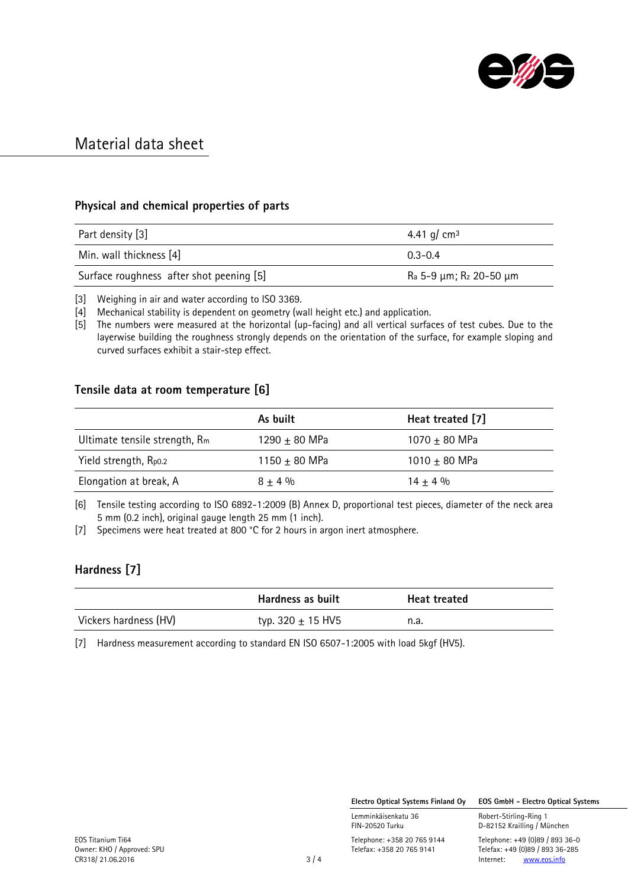# Material data sheet

## Physical and chemical properties of parts

| | |
|---|---|
| Part density [3] | 4.41 g/ $cm^3$ |
| Min. wall thickness [4] | 0.3-0.4 |
| Surface roughness after shot peening [5] | $R_a$ 5-9 µm; $R_z$ 20-50 µm |

[3] Weighing in air and water according to ISO 3369.

[4] Mechanical stability is dependent on geometry (wall height etc.) and application.

[5] The numbers were measured at the horizontal (up-facing) and all vertical surfaces of test cubes. Due to the layerwise building the roughness strongly depends on the orientation of the surface, for example sloping and curved surfaces exhibit a stair-step effect.

## Tensile data at room temperature [6]

| | As built | Heat treated [7] |
|---|---|---|
| Ultimate tensile strength, $R_m$ | 1290 ± 80 MPa | 1070 ± 80 MPa |
| Yield strength, $R_{p0.2}$ | 1150 ± 80 MPa | 1010 ± 80 MPa |
| Elongation at break, A | 8 ± 4 % | 14 ± 4 % |

[6] Tensile testing according to ISO 6892-1:2009 (B) Annex D, proportional test pieces, diameter of the neck area 5 mm (0.2 inch), original gauge length 25 mm (1 inch).

[7] Specimens were heat treated at 800 °C for 2 hours in argon inert atmosphere.

## Hardness [7]

| | Hardness as built | Heat treated |
|---|---|---|
| Vickers hardness (HV) | typ. 320 ± 15 HV5 | n.a. |

[7] Hardness measurement according to standard EN ISO 6507-1:2005 with load 5kgf (HV5).

**Electro Optical Systems Finland Oy**
Lemminkäisenkatu 36
FIN-20520 Turku
Telephone: +358 20 765 9144
Telefax: +358 20 765 9141

**EOS GmbH - Electro Optical Systems**
Robert-Stirling-Ring 1
D-82152 Krailling / München
Telephone: +49 (0)89 / 893 36-0
Telefax: +49 (0)89 / 893 36-285
Internet: www.eos.info

EOS Titanium Ti64
Owner: KHO / Approved: SPU
CR318/ 21.06.2016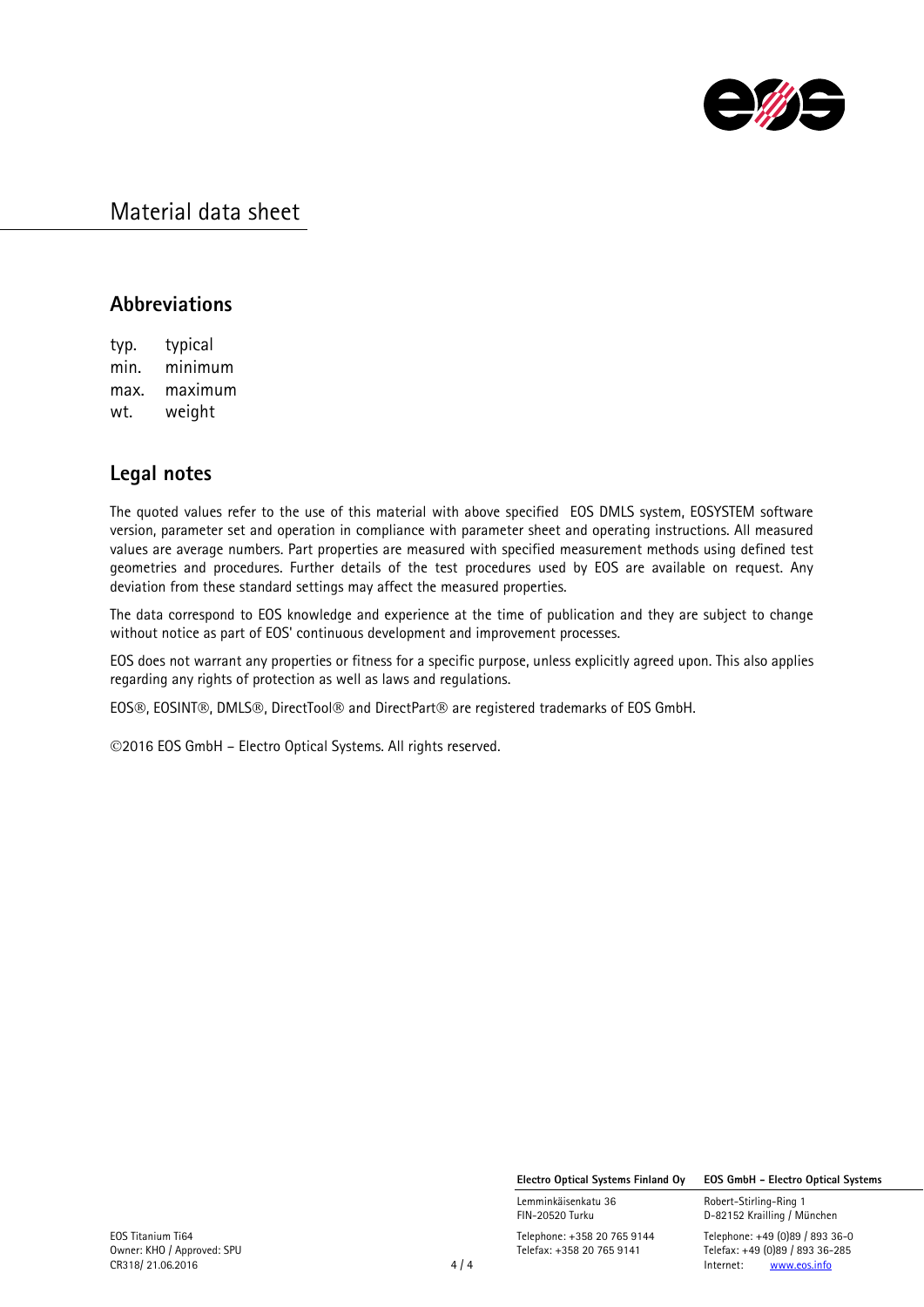# Material data sheet

## Abbreviations

| | |
|---|---|
| typ. | typical |
| min. | minimum |
| max. | maximum |
| wt. | weight |

## Legal notes

The quoted values refer to the use of this material with above specified EOS DMLS system, EOSYSTEM software version, parameter set and operation in compliance with parameter sheet and operating instructions. All measured values are average numbers. Part properties are measured with specified measurement methods using defined test geometries and procedures. Further details of the test procedures used by EOS are available on request. Any deviation from these standard settings may affect the measured properties.

The data correspond to EOS knowledge and experience at the time of publication and they are subject to change without notice as part of EOS' continuous development and improvement processes.

EOS does not warrant any properties or fitness for a specific purpose, unless explicitly agreed upon. This also applies regarding any rights of protection as well as laws and regulations.

EOS®, EOSINT®, DMLS®, DirectTool® and DirectPart® are registered trademarks of EOS GmbH.

©2016 EOS GmbH – Electro Optical Systems. All rights reserved.

EOS Titanium Ti64
Owner: KHO / Approved: SPU
CR318/ 21.06.2016

**Electro Optical Systems Finland Oy**
Lemminkäisenkatu 36
FIN-20520 Turku
Telephone: +358 20 765 9144
Telefax: +358 20 765 9141

**EOS GmbH – Electro Optical Systems**
Robert-Stirling-Ring 1
D-82152 Krailling / München
Telephone: +49 (0)89 / 893 36-0
Telefax: +49 (0)89 / 893 36-285
Internet: www.eos.info